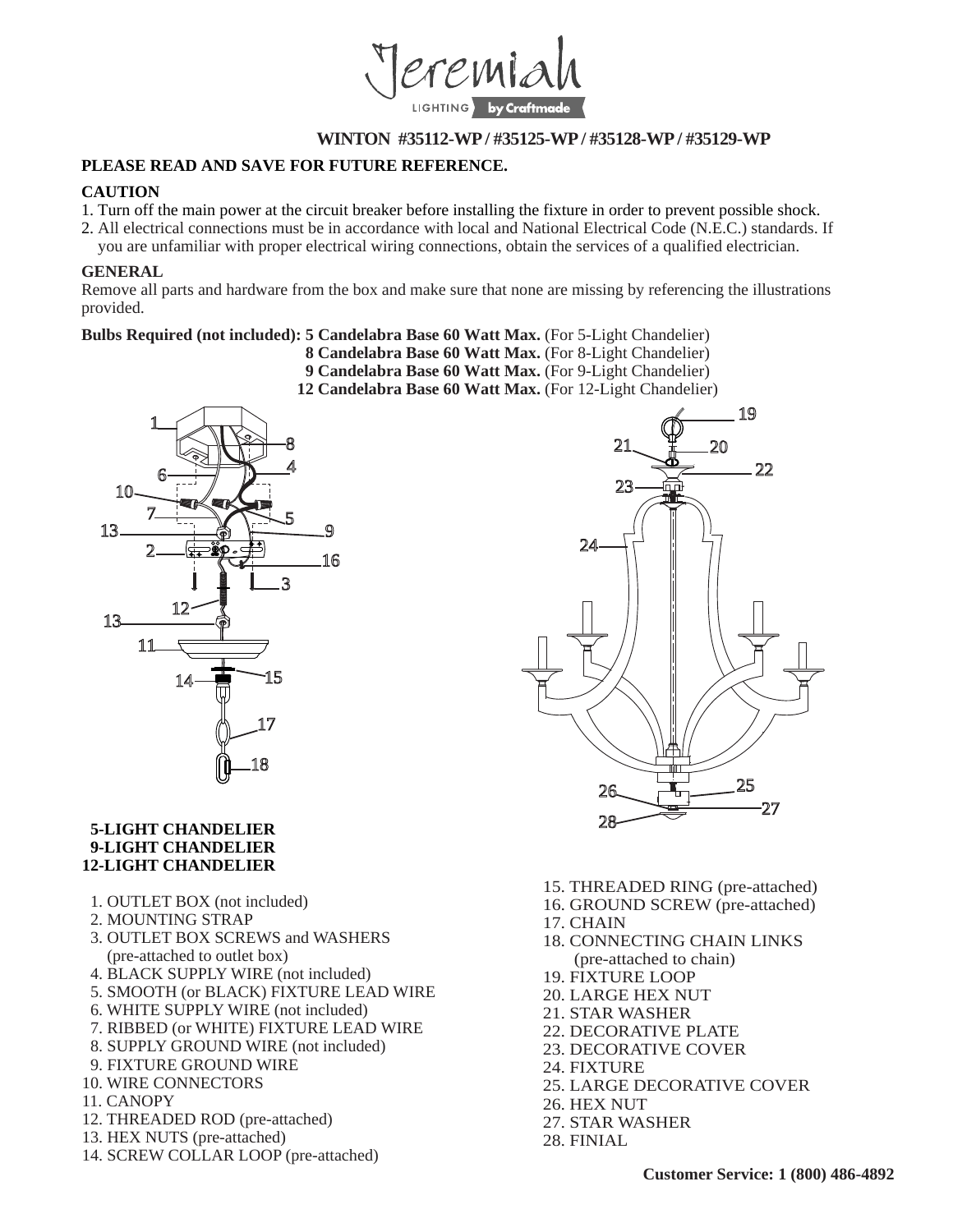Jeremiah LIGHTING by Craftmade

**WINTON #35112-WP / #35125-WP / #35128-WP / #35129-WP**

**PLEASE READ AND SAVE FOR FUTURE REFERENCE.**

**CAUTION**

1. Turn off the main power at the circuit breaker before installing the fixture in order to prevent possible shock.
2. All electrical connections must be in accordance with local and National Electrical Code (N.E.C.) standards. If you are unfamiliar with proper electrical wiring connections, obtain the services of a qualified electrician.

**GENERAL**

Remove all parts and hardware from the box and make sure that none are missing by referencing the illustrations provided.

**Bulbs Required (not included): 5 Candelabra Base 60 Watt Max.** (For 5-Light Chandelier)
**8 Candelabra Base 60 Watt Max.** (For 8-Light Chandelier)
**9 Candelabra Base 60 Watt Max.** (For 9-Light Chandelier)
**12 Candelabra Base 60 Watt Max.** (For 12-Light Chandelier)

**5-LIGHT CHANDELIER**
**9-LIGHT CHANDELIER**
**12-LIGHT CHANDELIER**

1. OUTLET BOX (not included)
2. MOUNTING STRAP
3. OUTLET BOX SCREWS and WASHERS (pre-attached to outlet box)
4. BLACK SUPPLY WIRE (not included)
5. SMOOTH (or BLACK) FIXTURE LEAD WIRE
6. WHITE SUPPLY WIRE (not included)
7. RIBBED (or WHITE) FIXTURE LEAD WIRE
8. SUPPLY GROUND WIRE (not included)
9. FIXTURE GROUND WIRE
10. WIRE CONNECTORS
11. CANOPY
12. THREADED ROD (pre-attached)
13. HEX NUTS (pre-attached)
14. SCREW COLLAR LOOP (pre-attached)
15. THREADED RING (pre-attached)
16. GROUND SCREW (pre-attached)
17. CHAIN
18. CONNECTING CHAIN LINKS (pre-attached to chain)
19. FIXTURE LOOP
20. LARGE HEX NUT
21. STAR WASHER
22. DECORATIVE PLATE
23. DECORATIVE COVER
24. FIXTURE
25. LARGE DECORATIVE COVER
26. HEX NUT
27. STAR WASHER
28. FINIAL

**Customer Service: 1 (800) 486-4892**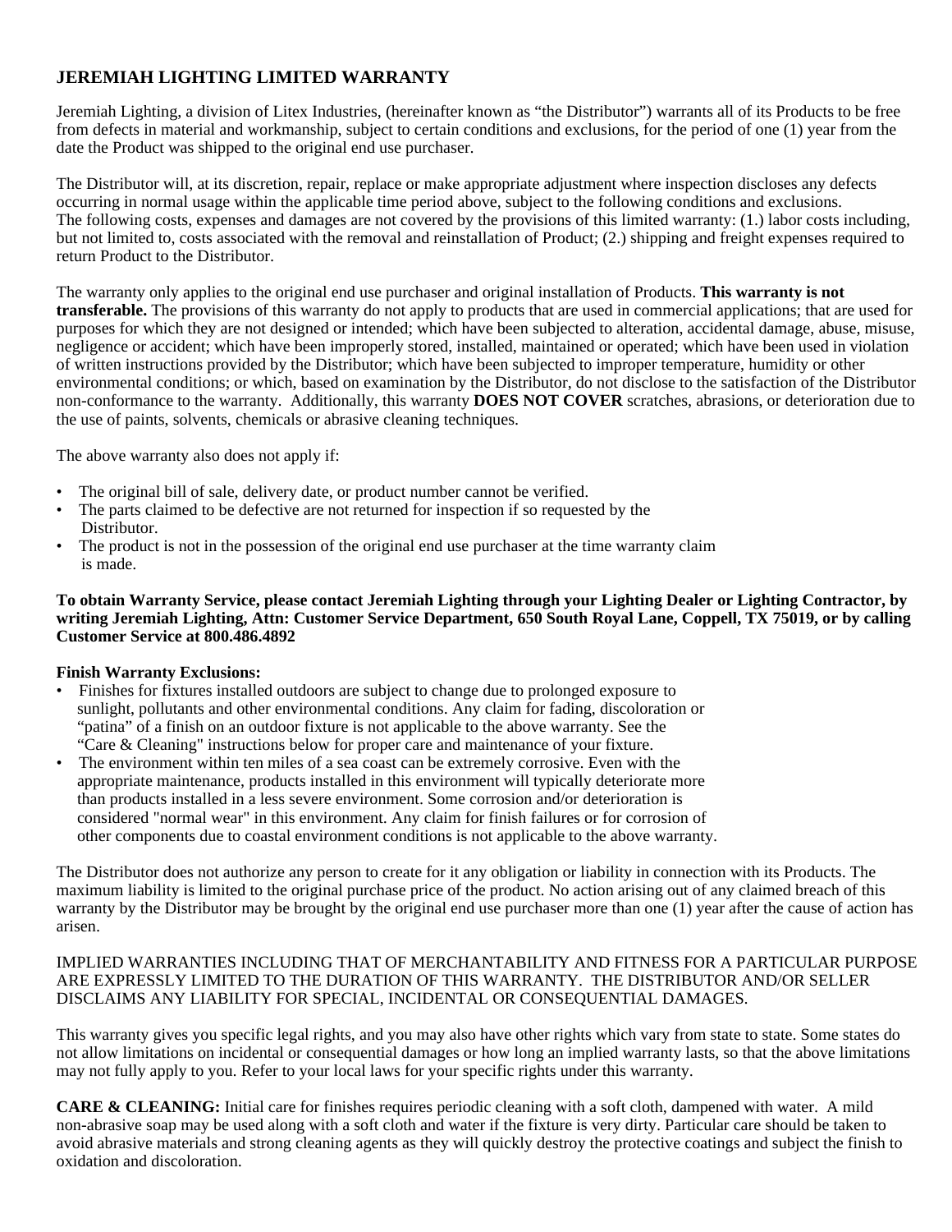# JEREMIAH LIGHTING LIMITED WARRANTY

Jeremiah Lighting, a division of Litex Industries, (hereinafter known as "the Distributor") warrants all of its Products to be free from defects in material and workmanship, subject to certain conditions and exclusions, for the period of one (1) year from the date the Product was shipped to the original end use purchaser.

The Distributor will, at its discretion, repair, replace or make appropriate adjustment where inspection discloses any defects occurring in normal usage within the applicable time period above, subject to the following conditions and exclusions.
The following costs, expenses and damages are not covered by the provisions of this limited warranty: (1.) labor costs including, but not limited to, costs associated with the removal and reinstallation of Product; (2.) shipping and freight expenses required to return Product to the Distributor.

The warranty only applies to the original end use purchaser and original installation of Products. **This warranty is not transferable.** The provisions of this warranty do not apply to products that are used in commercial applications; that are used for purposes for which they are not designed or intended; which have been subjected to alteration, accidental damage, abuse, misuse, negligence or accident; which have been improperly stored, installed, maintained or operated; which have been used in violation of written instructions provided by the Distributor; which have been subjected to improper temperature, humidity or other environmental conditions; or which, based on examination by the Distributor, do not disclose to the satisfaction of the Distributor non-conformance to the warranty. Additionally, this warranty **DOES NOT COVER** scratches, abrasions, or deterioration due to the use of paints, solvents, chemicals or abrasive cleaning techniques.

The above warranty also does not apply if:

- The original bill of sale, delivery date, or product number cannot be verified.
- The parts claimed to be defective are not returned for inspection if so requested by the Distributor.
- The product is not in the possession of the original end use purchaser at the time warranty claim is made.

**To obtain Warranty Service, please contact Jeremiah Lighting through your Lighting Dealer or Lighting Contractor, by writing Jeremiah Lighting, Attn: Customer Service Department, 650 South Royal Lane, Coppell, TX 75019, or by calling Customer Service at 800.486.4892**

**Finish Warranty Exclusions:**

- Finishes for fixtures installed outdoors are subject to change due to prolonged exposure to sunlight, pollutants and other environmental conditions. Any claim for fading, discoloration or "patina" of a finish on an outdoor fixture is not applicable to the above warranty. See the "Care & Cleaning" instructions below for proper care and maintenance of your fixture.
- The environment within ten miles of a sea coast can be extremely corrosive. Even with the appropriate maintenance, products installed in this environment will typically deteriorate more than products installed in a less severe environment. Some corrosion and/or deterioration is considered "normal wear" in this environment. Any claim for finish failures or for corrosion of other components due to coastal environment conditions is not applicable to the above warranty.

The Distributor does not authorize any person to create for it any obligation or liability in connection with its Products. The maximum liability is limited to the original purchase price of the product. No action arising out of any claimed breach of this warranty by the Distributor may be brought by the original end use purchaser more than one (1) year after the cause of action has arisen.

IMPLIED WARRANTIES INCLUDING THAT OF MERCHANTABILITY AND FITNESS FOR A PARTICULAR PURPOSE ARE EXPRESSLY LIMITED TO THE DURATION OF THIS WARRANTY. THE DISTRIBUTOR AND/OR SELLER DISCLAIMS ANY LIABILITY FOR SPECIAL, INCIDENTAL OR CONSEQUENTIAL DAMAGES.

This warranty gives you specific legal rights, and you may also have other rights which vary from state to state. Some states do not allow limitations on incidental or consequential damages or how long an implied warranty lasts, so that the above limitations may not fully apply to you. Refer to your local laws for your specific rights under this warranty.

**CARE & CLEANING:** Initial care for finishes requires periodic cleaning with a soft cloth, dampened with water. A mild non-abrasive soap may be used along with a soft cloth and water if the fixture is very dirty. Particular care should be taken to avoid abrasive materials and strong cleaning agents as they will quickly destroy the protective coatings and subject the finish to oxidation and discoloration.